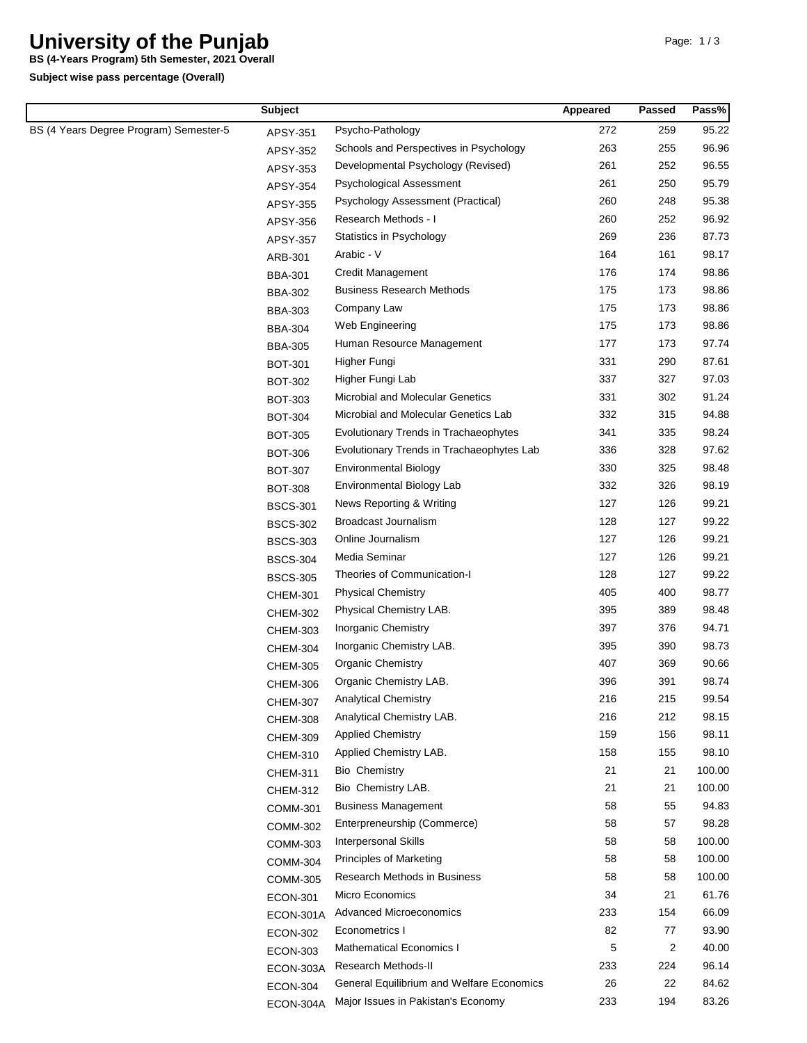# University of the Punjab

**BS (4-Years Program) 5th Semester, 2021 Overall**

**Subject wise pass percentage (Overall)**

| | Subject | | Appeared | Passed | Pass% |
|---|---|---|---|---|---|
| BS (4 Years Degree Program) Semester-5 | APSY-351 | Psycho-Pathology | 272 | 259 | 95.22 |
| | APSY-352 | Schools and Perspectives in Psychology | 263 | 255 | 96.96 |
| | APSY-353 | Developmental Psychology (Revised) | 261 | 252 | 96.55 |
| | APSY-354 | Psychological Assessment | 261 | 250 | 95.79 |
| | APSY-355 | Psychology Assessment (Practical) | 260 | 248 | 95.38 |
| | APSY-356 | Research Methods - I | 260 | 252 | 96.92 |
| | APSY-357 | Statistics in Psychology | 269 | 236 | 87.73 |
| | ARB-301 | Arabic - V | 164 | 161 | 98.17 |
| | BBA-301 | Credit Management | 176 | 174 | 98.86 |
| | BBA-302 | Business Research Methods | 175 | 173 | 98.86 |
| | BBA-303 | Company Law | 175 | 173 | 98.86 |
| | BBA-304 | Web Engineering | 175 | 173 | 98.86 |
| | BBA-305 | Human Resource Management | 177 | 173 | 97.74 |
| | BOT-301 | Higher Fungi | 331 | 290 | 87.61 |
| | BOT-302 | Higher Fungi Lab | 337 | 327 | 97.03 |
| | BOT-303 | Microbial and Molecular Genetics | 331 | 302 | 91.24 |
| | BOT-304 | Microbial and Molecular Genetics Lab | 332 | 315 | 94.88 |
| | BOT-305 | Evolutionary Trends in Trachaeophytes | 341 | 335 | 98.24 |
| | BOT-306 | Evolutionary Trends in Trachaeophytes Lab | 336 | 328 | 97.62 |
| | BOT-307 | Environmental Biology | 330 | 325 | 98.48 |
| | BOT-308 | Environmental Biology Lab | 332 | 326 | 98.19 |
| | BSCS-301 | News Reporting & Writing | 127 | 126 | 99.21 |
| | BSCS-302 | Broadcast Journalism | 128 | 127 | 99.22 |
| | BSCS-303 | Online Journalism | 127 | 126 | 99.21 |
| | BSCS-304 | Media Seminar | 127 | 126 | 99.21 |
| | BSCS-305 | Theories of Communication-I | 128 | 127 | 99.22 |
| | CHEM-301 | Physical Chemistry | 405 | 400 | 98.77 |
| | CHEM-302 | Physical Chemistry LAB. | 395 | 389 | 98.48 |
| | CHEM-303 | Inorganic Chemistry | 397 | 376 | 94.71 |
| | CHEM-304 | Inorganic Chemistry LAB. | 395 | 390 | 98.73 |
| | CHEM-305 | Organic Chemistry | 407 | 369 | 90.66 |
| | CHEM-306 | Organic Chemistry LAB. | 396 | 391 | 98.74 |
| | CHEM-307 | Analytical Chemistry | 216 | 215 | 99.54 |
| | CHEM-308 | Analytical Chemistry LAB. | 216 | 212 | 98.15 |
| | CHEM-309 | Applied Chemistry | 159 | 156 | 98.11 |
| | CHEM-310 | Applied Chemistry LAB. | 158 | 155 | 98.10 |
| | CHEM-311 | Bio Chemistry | 21 | 21 | 100.00 |
| | CHEM-312 | Bio Chemistry LAB. | 21 | 21 | 100.00 |
| | COMM-301 | Business Management | 58 | 55 | 94.83 |
| | COMM-302 | Enterpreneurship (Commerce) | 58 | 57 | 98.28 |
| | COMM-303 | Interpersonal Skills | 58 | 58 | 100.00 |
| | COMM-304 | Principles of Marketing | 58 | 58 | 100.00 |
| | COMM-305 | Research Methods in Business | 58 | 58 | 100.00 |
| | ECON-301 | Micro Economics | 34 | 21 | 61.76 |
| | ECON-301A | Advanced Microeconomics | 233 | 154 | 66.09 |
| | ECON-302 | Econometrics I | 82 | 77 | 93.90 |
| | ECON-303 | Mathematical Economics I | 5 | 2 | 40.00 |
| | ECON-303A | Research Methods-II | 233 | 224 | 96.14 |
| | ECON-304 | General Equilibrium and Welfare Economics | 26 | 22 | 84.62 |
| | ECON-304A | Major Issues in Pakistan's Economy | 233 | 194 | 83.26 |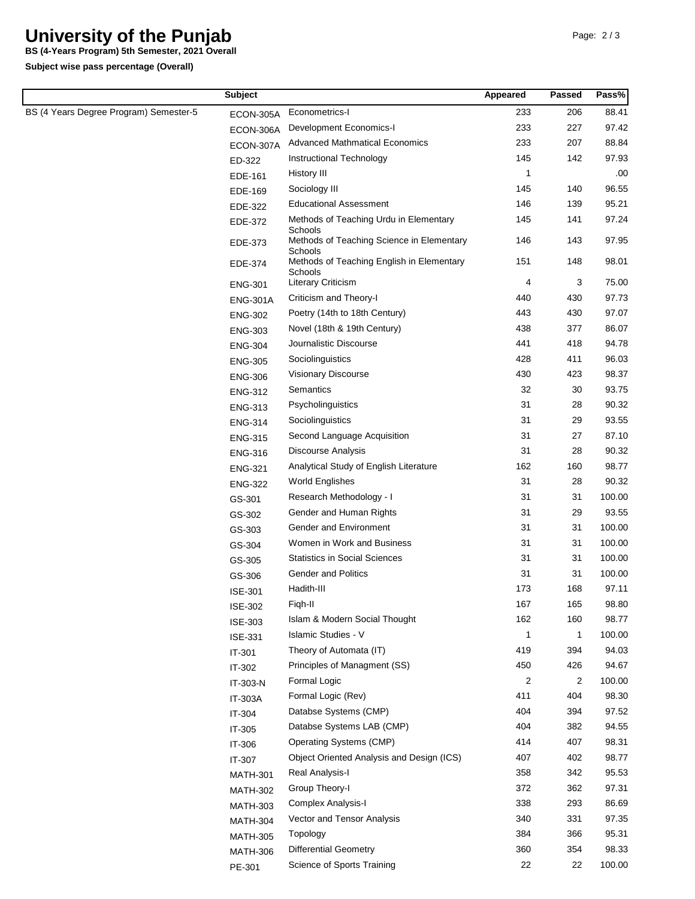# University of the Punjab

**BS (4-Years Program) 5th Semester, 2021 Overall**

**Subject wise pass percentage (Overall)**

| | Subject | | Appeared | Passed | Pass% |
|---|---|---|---|---|---|
| BS (4 Years Degree Program) Semester-5 | ECON-305A | Econometrics-I | 233 | 206 | 88.41 |
| | ECON-306A | Development Economics-I | 233 | 227 | 97.42 |
| | ECON-307A | Advanced Mathmatical Economics | 233 | 207 | 88.84 |
| | ED-322 | Instructional Technology | 145 | 142 | 97.93 |
| | EDE-161 | History III | 1 | | .00 |
| | EDE-169 | Sociology III | 145 | 140 | 96.55 |
| | EDE-322 | Educational Assessment | 146 | 139 | 95.21 |
| | EDE-372 | Methods of Teaching Urdu in Elementary Schools | 145 | 141 | 97.24 |
| | EDE-373 | Methods of Teaching Science in Elementary Schools | 146 | 143 | 97.95 |
| | EDE-374 | Methods of Teaching English in Elementary Schools | 151 | 148 | 98.01 |
| | ENG-301 | Literary Criticism | 4 | 3 | 75.00 |
| | ENG-301A | Criticism and Theory-I | 440 | 430 | 97.73 |
| | ENG-302 | Poetry (14th to 18th Century) | 443 | 430 | 97.07 |
| | ENG-303 | Novel (18th & 19th Century) | 438 | 377 | 86.07 |
| | ENG-304 | Journalistic Discourse | 441 | 418 | 94.78 |
| | ENG-305 | Sociolinguistics | 428 | 411 | 96.03 |
| | ENG-306 | Visionary Discourse | 430 | 423 | 98.37 |
| | ENG-312 | Semantics | 32 | 30 | 93.75 |
| | ENG-313 | Psycholinguistics | 31 | 28 | 90.32 |
| | ENG-314 | Sociolinguistics | 31 | 29 | 93.55 |
| | ENG-315 | Second Language Acquisition | 31 | 27 | 87.10 |
| | ENG-316 | Discourse Analysis | 31 | 28 | 90.32 |
| | ENG-321 | Analytical Study of English Literature | 162 | 160 | 98.77 |
| | ENG-322 | World Englishes | 31 | 28 | 90.32 |
| | GS-301 | Research Methodology - I | 31 | 31 | 100.00 |
| | GS-302 | Gender and Human Rights | 31 | 29 | 93.55 |
| | GS-303 | Gender and Environment | 31 | 31 | 100.00 |
| | GS-304 | Women in Work and Business | 31 | 31 | 100.00 |
| | GS-305 | Statistics in Social Sciences | 31 | 31 | 100.00 |
| | GS-306 | Gender and Politics | 31 | 31 | 100.00 |
| | ISE-301 | Hadith-III | 173 | 168 | 97.11 |
| | ISE-302 | Fiqh-II | 167 | 165 | 98.80 |
| | ISE-303 | Islam & Modern Social Thought | 162 | 160 | 98.77 |
| | ISE-331 | Islamic Studies - V | 1 | 1 | 100.00 |
| | IT-301 | Theory of Automata (IT) | 419 | 394 | 94.03 |
| | IT-302 | Principles of Managment (SS) | 450 | 426 | 94.67 |
| | IT-303-N | Formal Logic | 2 | 2 | 100.00 |
| | IT-303A | Formal Logic (Rev) | 411 | 404 | 98.30 |
| | IT-304 | Databse Systems (CMP) | 404 | 394 | 97.52 |
| | IT-305 | Databse Systems LAB (CMP) | 404 | 382 | 94.55 |
| | IT-306 | Operating Systems (CMP) | 414 | 407 | 98.31 |
| | IT-307 | Object Oriented Analysis and Design (ICS) | 407 | 402 | 98.77 |
| | MATH-301 | Real Analysis-I | 358 | 342 | 95.53 |
| | MATH-302 | Group Theory-I | 372 | 362 | 97.31 |
| | MATH-303 | Complex Analysis-I | 338 | 293 | 86.69 |
| | MATH-304 | Vector and Tensor Analysis | 340 | 331 | 97.35 |
| | MATH-305 | Topology | 384 | 366 | 95.31 |
| | MATH-306 | Differential Geometry | 360 | 354 | 98.33 |
| | PE-301 | Science of Sports Training | 22 | 22 | 100.00 |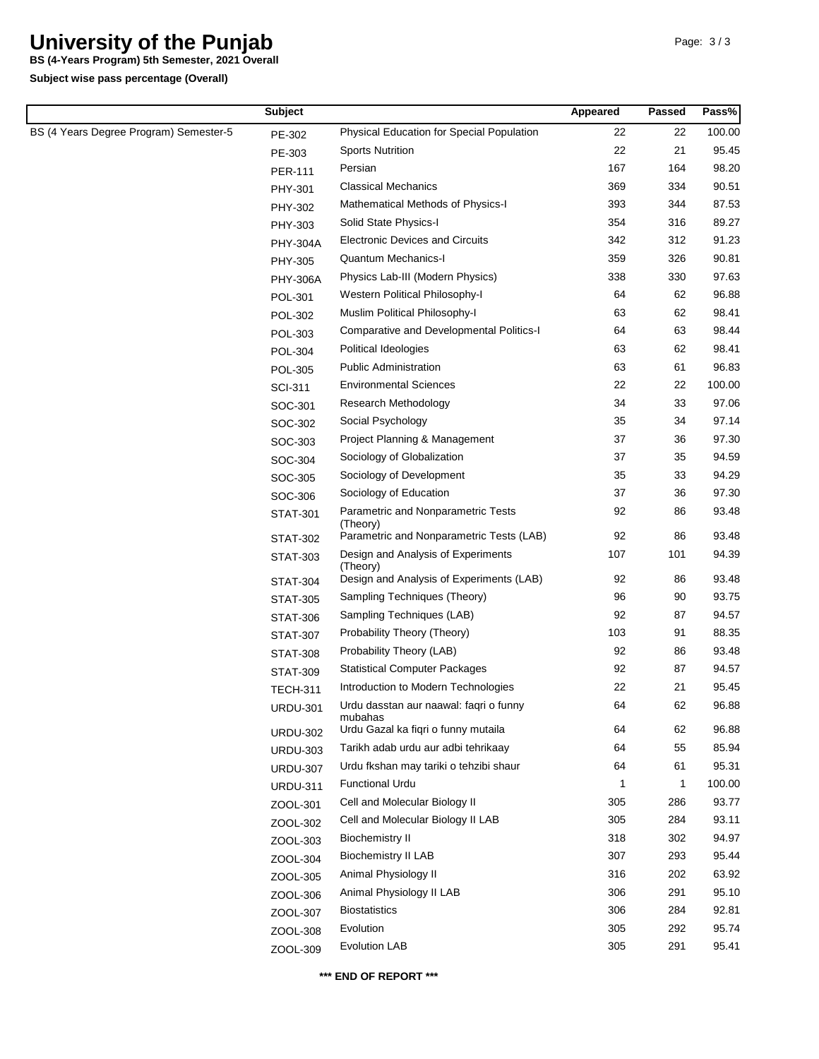# University of the Punjab

**BS (4-Years Program) 5th Semester, 2021 Overall**

**Subject wise pass percentage (Overall)**

| | Subject | | Appeared | Passed | Pass% |
|---|---|---|---|---|---|
| BS (4 Years Degree Program) Semester-5 | PE-302 | Physical Education for Special Population | 22 | 22 | 100.00 |
| | PE-303 | Sports Nutrition | 22 | 21 | 95.45 |
| | PER-111 | Persian | 167 | 164 | 98.20 |
| | PHY-301 | Classical Mechanics | 369 | 334 | 90.51 |
| | PHY-302 | Mathematical Methods of Physics-I | 393 | 344 | 87.53 |
| | PHY-303 | Solid State Physics-I | 354 | 316 | 89.27 |
| | PHY-304A | Electronic Devices and Circuits | 342 | 312 | 91.23 |
| | PHY-305 | Quantum Mechanics-I | 359 | 326 | 90.81 |
| | PHY-306A | Physics Lab-III (Modern Physics) | 338 | 330 | 97.63 |
| | POL-301 | Western Political Philosophy-I | 64 | 62 | 96.88 |
| | POL-302 | Muslim Political Philosophy-I | 63 | 62 | 98.41 |
| | POL-303 | Comparative and Developmental Politics-I | 64 | 63 | 98.44 |
| | POL-304 | Political Ideologies | 63 | 62 | 98.41 |
| | POL-305 | Public Administration | 63 | 61 | 96.83 |
| | SCI-311 | Environmental Sciences | 22 | 22 | 100.00 |
| | SOC-301 | Research Methodology | 34 | 33 | 97.06 |
| | SOC-302 | Social Psychology | 35 | 34 | 97.14 |
| | SOC-303 | Project Planning & Management | 37 | 36 | 97.30 |
| | SOC-304 | Sociology of Globalization | 37 | 35 | 94.59 |
| | SOC-305 | Sociology of Development | 35 | 33 | 94.29 |
| | SOC-306 | Sociology of Education | 37 | 36 | 97.30 |
| | STAT-301 | Parametric and Nonparametric Tests (Theory) | 92 | 86 | 93.48 |
| | STAT-302 | Parametric and Nonparametric Tests (LAB) | 92 | 86 | 93.48 |
| | STAT-303 | Design and Analysis of Experiments (Theory) | 107 | 101 | 94.39 |
| | STAT-304 | Design and Analysis of Experiments (LAB) | 92 | 86 | 93.48 |
| | STAT-305 | Sampling Techniques (Theory) | 96 | 90 | 93.75 |
| | STAT-306 | Sampling Techniques (LAB) | 92 | 87 | 94.57 |
| | STAT-307 | Probability Theory (Theory) | 103 | 91 | 88.35 |
| | STAT-308 | Probability Theory (LAB) | 92 | 86 | 93.48 |
| | STAT-309 | Statistical Computer Packages | 92 | 87 | 94.57 |
| | TECH-311 | Introduction to Modern Technologies | 22 | 21 | 95.45 |
| | URDU-301 | Urdu dasstan aur naawal: faqri o funny mubahas | 64 | 62 | 96.88 |
| | URDU-302 | Urdu Gazal ka fiqri o funny mutaila | 64 | 62 | 96.88 |
| | URDU-303 | Tarikh adab urdu aur adbi tehrikaay | 64 | 55 | 85.94 |
| | URDU-307 | Urdu fkshan may tariki o tehzibi shaur | 64 | 61 | 95.31 |
| | URDU-311 | Functional Urdu | 1 | 1 | 100.00 |
| | ZOOL-301 | Cell and Molecular Biology II | 305 | 286 | 93.77 |
| | ZOOL-302 | Cell and Molecular Biology II LAB | 305 | 284 | 93.11 |
| | ZOOL-303 | Biochemistry II | 318 | 302 | 94.97 |
| | ZOOL-304 | Biochemistry II LAB | 307 | 293 | 95.44 |
| | ZOOL-305 | Animal Physiology II | 316 | 202 | 63.92 |
| | ZOOL-306 | Animal Physiology II LAB | 306 | 291 | 95.10 |
| | ZOOL-307 | Biostatistics | 306 | 284 | 92.81 |
| | ZOOL-308 | Evolution | 305 | 292 | 95.74 |
| | ZOOL-309 | Evolution LAB | 305 | 291 | 95.41 |

**\*\*\* END OF REPORT \*\*\***